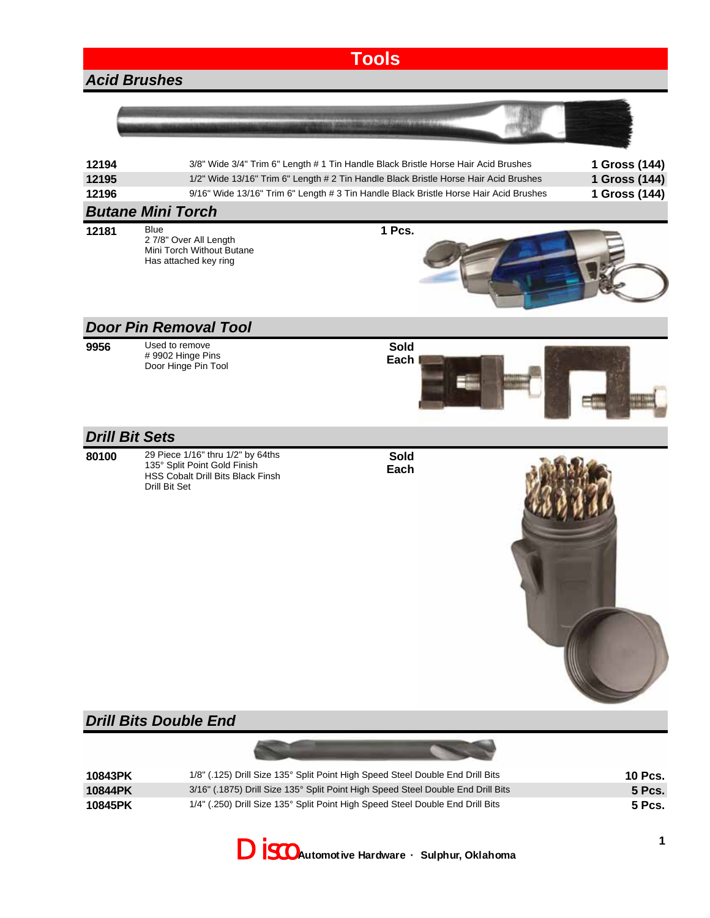# Tools

## Acid Brushes

| | | |
|---|---|---|
| **12194** | 3/8" Wide 3/4" Trim 6" Length # 1 Tin Handle Black Bristle Horse Hair Acid Brushes | **1 Gross (144)** |
| **12195** | 1/2" Wide 13/16" Trim 6" Length # 2 Tin Handle Black Bristle Horse Hair Acid Brushes | **1 Gross (144)** |
| **12196** | 9/16" Wide 13/16" Trim 6" Length # 3 Tin Handle Black Bristle Horse Hair Acid Brushes | **1 Gross (144)** |

## Butane Mini Torch

**12181**

Blue
2 7/8" Over All Length
Mini Torch Without Butane
Has attached key ring

**1 Pcs.**

## Door Pin Removal Tool

**9956**

Used to remove
# 9902 Hinge Pins
Door Hinge Pin Tool

**Sold Each**

## Drill Bit Sets

**80100**

29 Piece 1/16" thru 1/2" by 64ths
135° Split Point Gold Finish
HSS Cobalt Drill Bits Black Finsh
Drill Bit Set

**Sold Each**

## Drill Bits Double End

| | | |
|---|---|---|
| **10843PK** | 1/8" (.125) Drill Size 135° Split Point High Speed Steel Double End Drill Bits | **10 Pcs.** |
| **10844PK** | 3/16" (.1875) Drill Size 135° Split Point High Speed Steel Double End Drill Bits | **5 Pcs.** |
| **10845PK** | 1/4" (.250) Drill Size 135° Split Point High Speed Steel Double End Drill Bits | **5 Pcs.** |

Disco **Automotive Hardware · Sulphur, Oklahoma**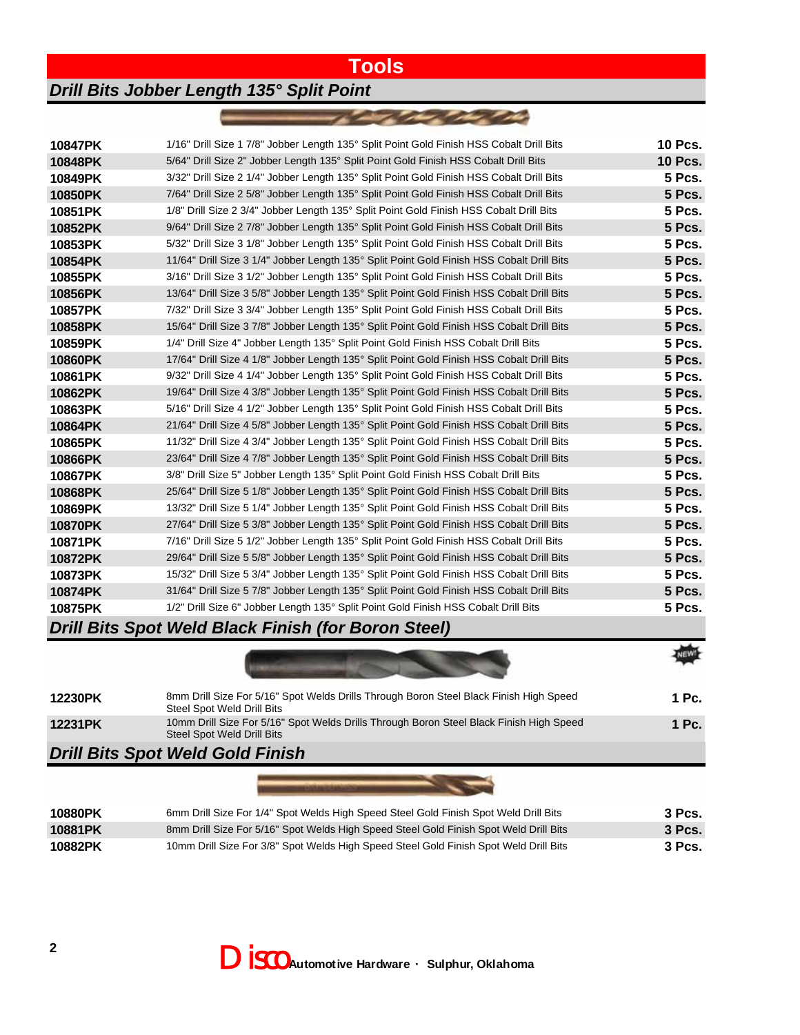# Tools

## Drill Bits Jobber Length 135° Split Point

| | | |
|---|---|---|
| **10847PK** | 1/16" Drill Size 1 7/8" Jobber Length 135° Split Point Gold Finish HSS Cobalt Drill Bits | **10 Pcs.** |
| **10848PK** | 5/64" Drill Size 2" Jobber Length 135° Split Point Gold Finish HSS Cobalt Drill Bits | **10 Pcs.** |
| **10849PK** | 3/32" Drill Size 2 1/4" Jobber Length 135° Split Point Gold Finish HSS Cobalt Drill Bits | **5 Pcs.** |
| **10850PK** | 7/64" Drill Size 2 5/8" Jobber Length 135° Split Point Gold Finish HSS Cobalt Drill Bits | **5 Pcs.** |
| **10851PK** | 1/8" Drill Size 2 3/4" Jobber Length 135° Split Point Gold Finish HSS Cobalt Drill Bits | **5 Pcs.** |
| **10852PK** | 9/64" Drill Size 2 7/8" Jobber Length 135° Split Point Gold Finish HSS Cobalt Drill Bits | **5 Pcs.** |
| **10853PK** | 5/32" Drill Size 3 1/8" Jobber Length 135° Split Point Gold Finish HSS Cobalt Drill Bits | **5 Pcs.** |
| **10854PK** | 11/64" Drill Size 3 1/4" Jobber Length 135° Split Point Gold Finish HSS Cobalt Drill Bits | **5 Pcs.** |
| **10855PK** | 3/16" Drill Size 3 1/2" Jobber Length 135° Split Point Gold Finish HSS Cobalt Drill Bits | **5 Pcs.** |
| **10856PK** | 13/64" Drill Size 3 5/8" Jobber Length 135° Split Point Gold Finish HSS Cobalt Drill Bits | **5 Pcs.** |
| **10857PK** | 7/32" Drill Size 3 3/4" Jobber Length 135° Split Point Gold Finish HSS Cobalt Drill Bits | **5 Pcs.** |
| **10858PK** | 15/64" Drill Size 3 7/8" Jobber Length 135° Split Point Gold Finish HSS Cobalt Drill Bits | **5 Pcs.** |
| **10859PK** | 1/4" Drill Size 4" Jobber Length 135° Split Point Gold Finish HSS Cobalt Drill Bits | **5 Pcs.** |
| **10860PK** | 17/64" Drill Size 4 1/8" Jobber Length 135° Split Point Gold Finish HSS Cobalt Drill Bits | **5 Pcs.** |
| **10861PK** | 9/32" Drill Size 4 1/4" Jobber Length 135° Split Point Gold Finish HSS Cobalt Drill Bits | **5 Pcs.** |
| **10862PK** | 19/64" Drill Size 4 3/8" Jobber Length 135° Split Point Gold Finish HSS Cobalt Drill Bits | **5 Pcs.** |
| **10863PK** | 5/16" Drill Size 4 1/2" Jobber Length 135° Split Point Gold Finish HSS Cobalt Drill Bits | **5 Pcs.** |
| **10864PK** | 21/64" Drill Size 4 5/8" Jobber Length 135° Split Point Gold Finish HSS Cobalt Drill Bits | **5 Pcs.** |
| **10865PK** | 11/32" Drill Size 4 3/4" Jobber Length 135° Split Point Gold Finish HSS Cobalt Drill Bits | **5 Pcs.** |
| **10866PK** | 23/64" Drill Size 4 7/8" Jobber Length 135° Split Point Gold Finish HSS Cobalt Drill Bits | **5 Pcs.** |
| **10867PK** | 3/8" Drill Size 5" Jobber Length 135° Split Point Gold Finish HSS Cobalt Drill Bits | **5 Pcs.** |
| **10868PK** | 25/64" Drill Size 5 1/8" Jobber Length 135° Split Point Gold Finish HSS Cobalt Drill Bits | **5 Pcs.** |
| **10869PK** | 13/32" Drill Size 5 1/4" Jobber Length 135° Split Point Gold Finish HSS Cobalt Drill Bits | **5 Pcs.** |
| **10870PK** | 27/64" Drill Size 5 3/8" Jobber Length 135° Split Point Gold Finish HSS Cobalt Drill Bits | **5 Pcs.** |
| **10871PK** | 7/16" Drill Size 5 1/2" Jobber Length 135° Split Point Gold Finish HSS Cobalt Drill Bits | **5 Pcs.** |
| **10872PK** | 29/64" Drill Size 5 5/8" Jobber Length 135° Split Point Gold Finish HSS Cobalt Drill Bits | **5 Pcs.** |
| **10873PK** | 15/32" Drill Size 5 3/4" Jobber Length 135° Split Point Gold Finish HSS Cobalt Drill Bits | **5 Pcs.** |
| **10874PK** | 31/64" Drill Size 5 7/8" Jobber Length 135° Split Point Gold Finish HSS Cobalt Drill Bits | **5 Pcs.** |
| **10875PK** | 1/2" Drill Size 6" Jobber Length 135° Split Point Gold Finish HSS Cobalt Drill Bits | **5 Pcs.** |

## Drill Bits Spot Weld Black Finish (for Boron Steel)

NEW!

| | | |
|---|---|---|
| **12230PK** | 8mm Drill Size For 5/16" Spot Welds Drills Through Boron Steel Black Finish High Speed Steel Spot Weld Drill Bits | **1 Pc.** |
| **12231PK** | 10mm Drill Size For 5/16" Spot Welds Drills Through Boron Steel Black Finish High Speed Steel Spot Weld Drill Bits | **1 Pc.** |

## Drill Bits Spot Weld Gold Finish

| | | |
|---|---|---|
| **10880PK** | 6mm Drill Size For 1/4" Spot Welds High Speed Steel Gold Finish Spot Weld Drill Bits | **3 Pcs.** |
| **10881PK** | 8mm Drill Size For 5/16" Spot Welds High Speed Steel Gold Finish Spot Weld Drill Bits | **3 Pcs.** |
| **10882PK** | 10mm Drill Size For 3/8" Spot Welds High Speed Steel Gold Finish Spot Weld Drill Bits | **3 Pcs.** |

Disco Automotive Hardware · Sulphur, Oklahoma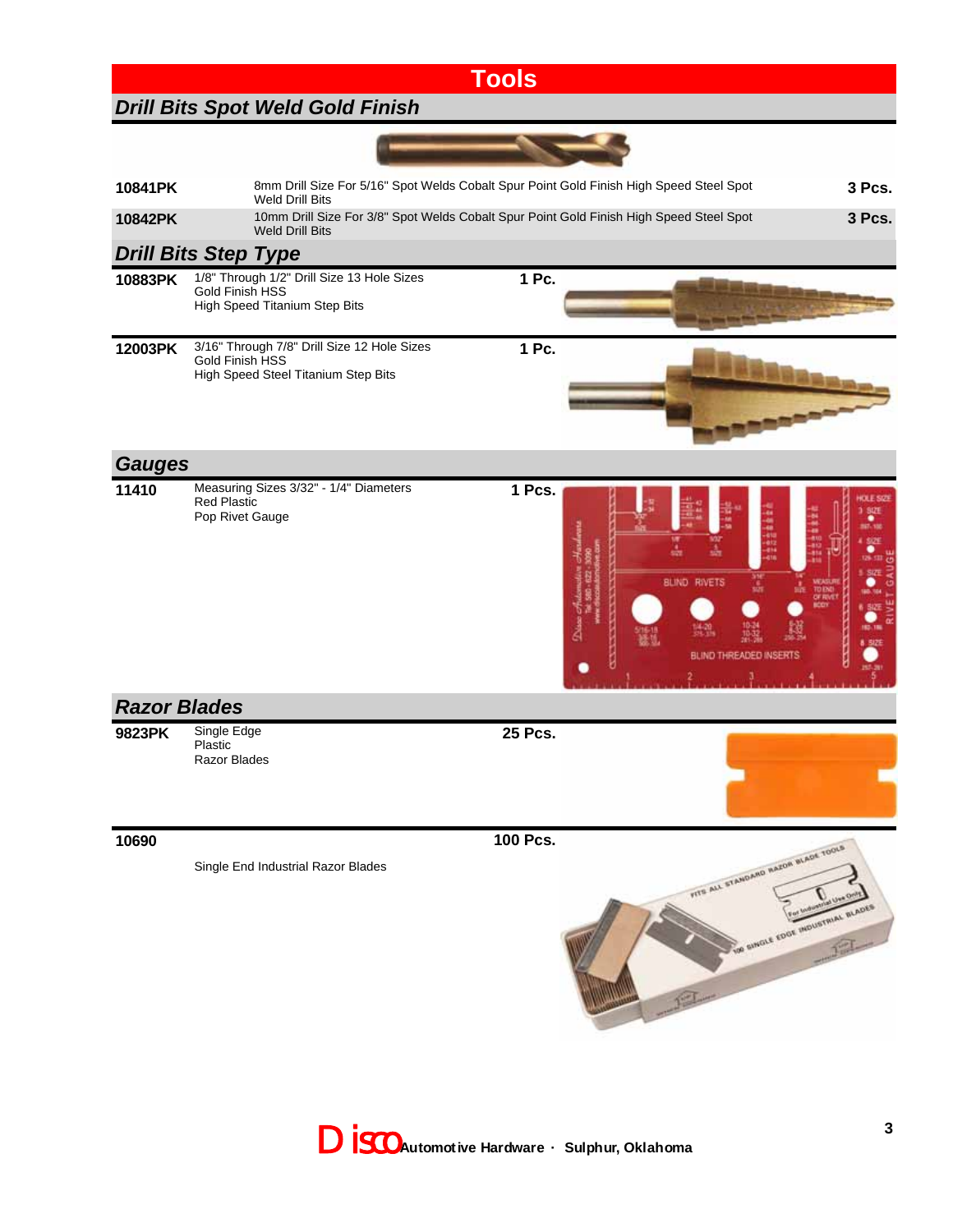# Tools

## Drill Bits Spot Weld Gold Finish

| | | |
|---|---|---|
| **10841PK** | 8mm Drill Size For 5/16" Spot Welds Cobalt Spur Point Gold Finish High Speed Steel Spot Weld Drill Bits | **3 Pcs.** |
| **10842PK** | 10mm Drill Size For 3/8" Spot Welds Cobalt Spur Point Gold Finish High Speed Steel Spot Weld Drill Bits | **3 Pcs.** |

## Drill Bits Step Type

| | | |
|---|---|---|
| **10883PK** | 1/8" Through 1/2" Drill Size 13 Hole Sizes<br>Gold Finish HSS<br>High Speed Titanium Step Bits | **1 Pc.** |
| **12003PK** | 3/16" Through 7/8" Drill Size 12 Hole Sizes<br>Gold Finish HSS<br>High Speed Steel Titanium Step Bits | **1 Pc.** |

## Gauges

| | | |
|---|---|---|
| **11410** | Measuring Sizes 3/32" - 1/4" Diameters<br>Red Plastic<br>Pop Rivet Gauge | **1 Pcs.** |

## Razor Blades

| | | |
|---|---|---|
| **9823PK** | Single Edge<br>Plastic<br>Razor Blades | **25 Pcs.** |
| **10690** | Single End Industrial Razor Blades | **100 Pcs.** |

Disco Automotive Hardware · Sulphur, Oklahoma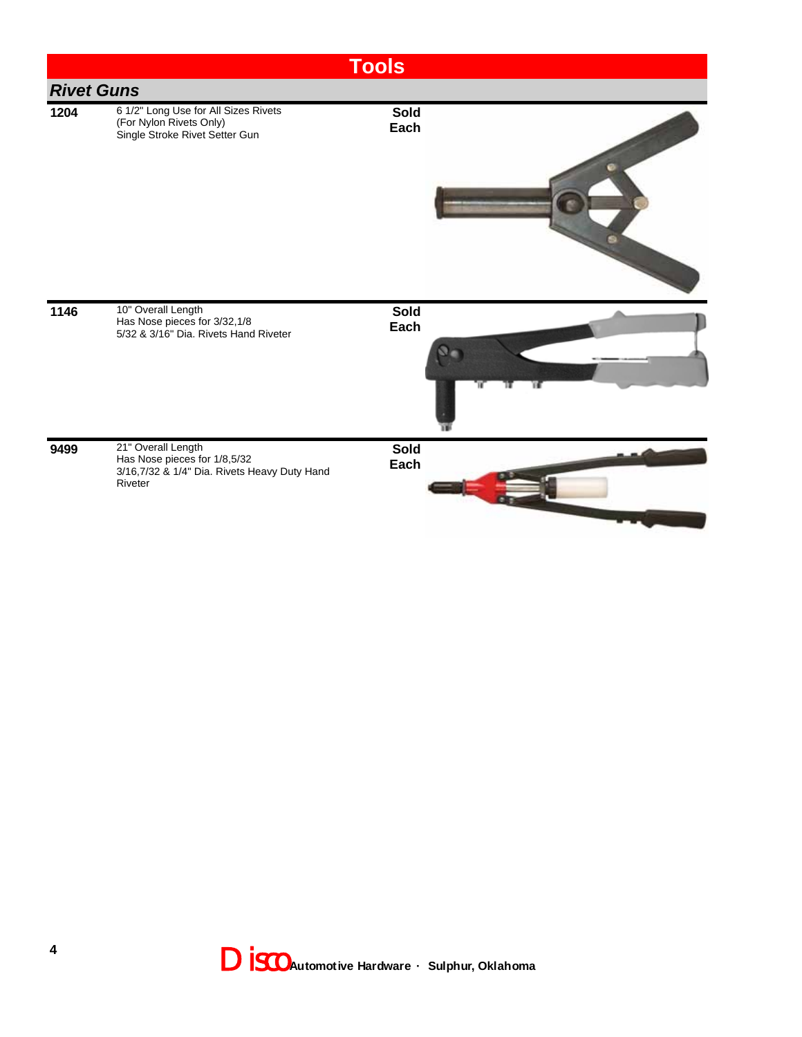# Tools

## *Rivet Guns*

| | | |
|---|---|---|
| **1204** | 6 1/2" Long Use for All Sizes Rivets (For Nylon Rivets Only) Single Stroke Rivet Setter Gun | **Sold Each** |
| **1146** | 10" Overall Length Has Nose pieces for 3/32,1/8 5/32 & 3/16" Dia. Rivets Hand Riveter | **Sold Each** |
| **9499** | 21" Overall Length Has Nose pieces for 1/8,5/32 3/16,7/32 & 1/4" Dia. Rivets Heavy Duty Hand Riveter | **Sold Each** |

Disco **Automotive Hardware · Sulphur, Oklahoma**